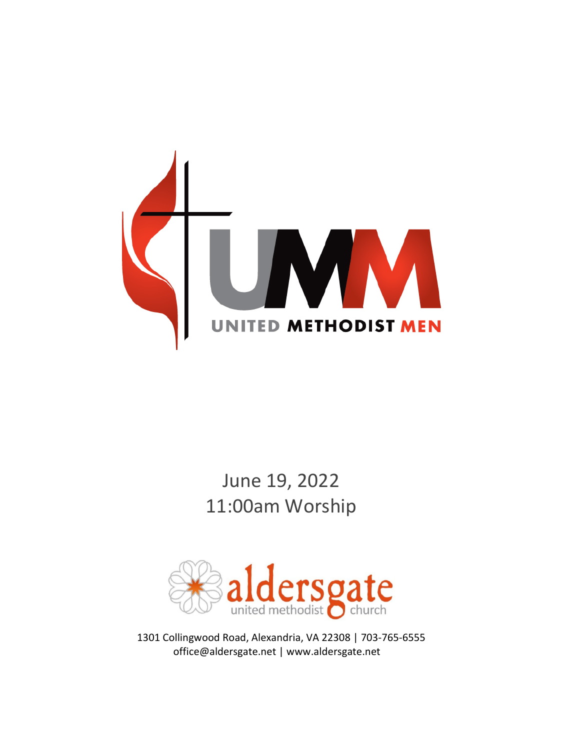UMM

UNITED METHODIST MEN

June 19, 2022

11:00am Worship

aldersgate

united methodist church

1301 Collingwood Road, Alexandria, VA 22308 | 703-765-6555

office@aldersgate.net | www.aldersgate.net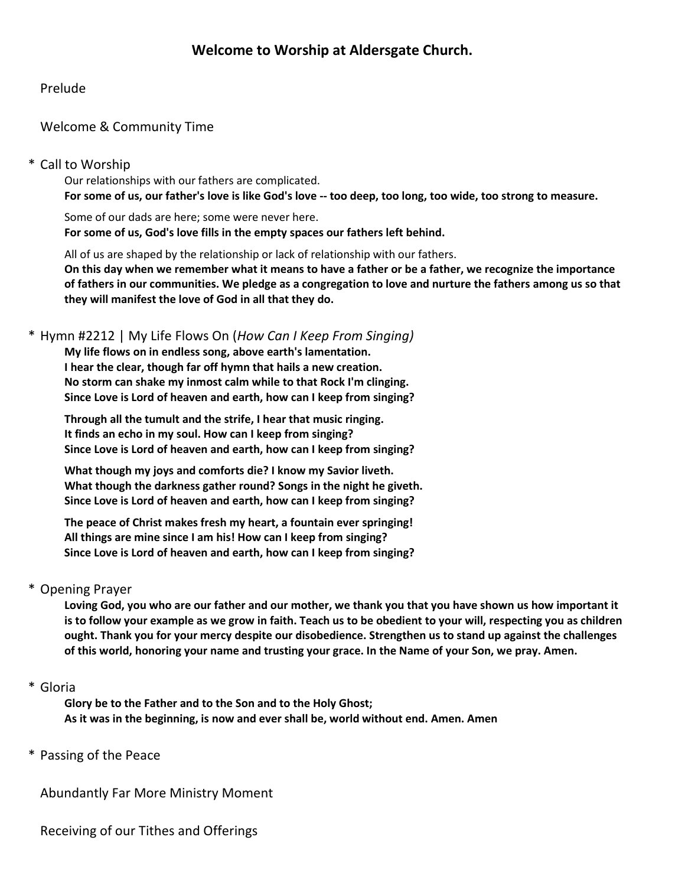## Welcome to Worship at Aldersgate Church.

Prelude

Welcome & Community Time

\* Call to Worship

Our relationships with our fathers are complicated.
**For some of us, our father's love is like God's love -- too deep, too long, too wide, too strong to measure.**

Some of our dads are here; some were never here.
**For some of us, God's love fills in the empty spaces our fathers left behind.**

All of us are shaped by the relationship or lack of relationship with our fathers.
**On this day when we remember what it means to have a father or be a father, we recognize the importance of fathers in our communities. We pledge as a congregation to love and nurture the fathers among us so that they will manifest the love of God in all that they do.**

\* Hymn #2212 | My Life Flows On (*How Can I Keep From Singing)*

**My life flows on in endless song, above earth's lamentation.**
**I hear the clear, though far off hymn that hails a new creation.**
**No storm can shake my inmost calm while to that Rock I'm clinging.**
**Since Love is Lord of heaven and earth, how can I keep from singing?**

**Through all the tumult and the strife, I hear that music ringing.**
**It finds an echo in my soul. How can I keep from singing?**
**Since Love is Lord of heaven and earth, how can I keep from singing?**

**What though my joys and comforts die? I know my Savior liveth.**
**What though the darkness gather round? Songs in the night he giveth.**
**Since Love is Lord of heaven and earth, how can I keep from singing?**

**The peace of Christ makes fresh my heart, a fountain ever springing!**
**All things are mine since I am his! How can I keep from singing?**
**Since Love is Lord of heaven and earth, how can I keep from singing?**

\* Opening Prayer

**Loving God, you who are our father and our mother, we thank you that you have shown us how important it is to follow your example as we grow in faith. Teach us to be obedient to your will, respecting you as children ought. Thank you for your mercy despite our disobedience. Strengthen us to stand up against the challenges of this world, honoring your name and trusting your grace. In the Name of your Son, we pray. Amen.**

\* Gloria

**Glory be to the Father and to the Son and to the Holy Ghost;**
**As it was in the beginning, is now and ever shall be, world without end. Amen. Amen**

\* Passing of the Peace

Abundantly Far More Ministry Moment

Receiving of our Tithes and Offerings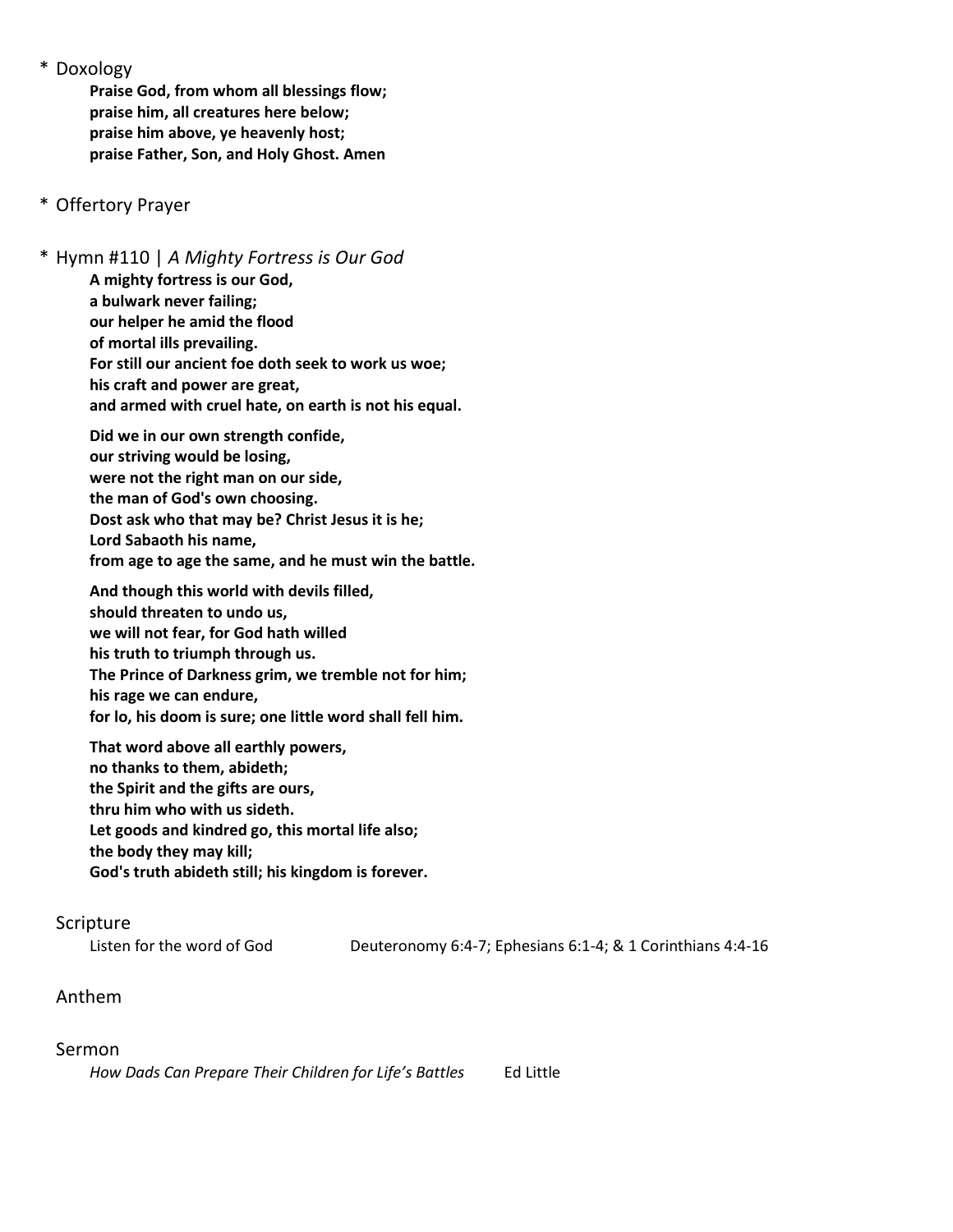\* Doxology

**Praise God, from whom all blessings flow;**
**praise him, all creatures here below;**
**praise him above, ye heavenly host;**
**praise Father, Son, and Holy Ghost. Amen**

\* Offertory Prayer

\* Hymn #110 | *A Mighty Fortress is Our God*

**A mighty fortress is our God,**
**a bulwark never failing;**
**our helper he amid the flood**
**of mortal ills prevailing.**
**For still our ancient foe doth seek to work us woe;**
**his craft and power are great,**
**and armed with cruel hate, on earth is not his equal.**

**Did we in our own strength confide,**
**our striving would be losing,**
**were not the right man on our side,**
**the man of God's own choosing.**
**Dost ask who that may be? Christ Jesus it is he;**
**Lord Sabaoth his name,**
**from age to age the same, and he must win the battle.**

**And though this world with devils filled,**
**should threaten to undo us,**
**we will not fear, for God hath willed**
**his truth to triumph through us.**
**The Prince of Darkness grim, we tremble not for him;**
**his rage we can endure,**
**for lo, his doom is sure; one little word shall fell him.**

**That word above all earthly powers,**
**no thanks to them, abideth;**
**the Spirit and the gifts are ours,**
**thru him who with us sideth.**
**Let goods and kindred go, this mortal life also;**
**the body they may kill;**
**God's truth abideth still; his kingdom is forever.**

Scripture

Listen for the word of God — Deuteronomy 6:4-7; Ephesians 6:1-4; & 1 Corinthians 4:4-16

Anthem

Sermon

*How Dads Can Prepare Their Children for Life's Battles* — Ed Little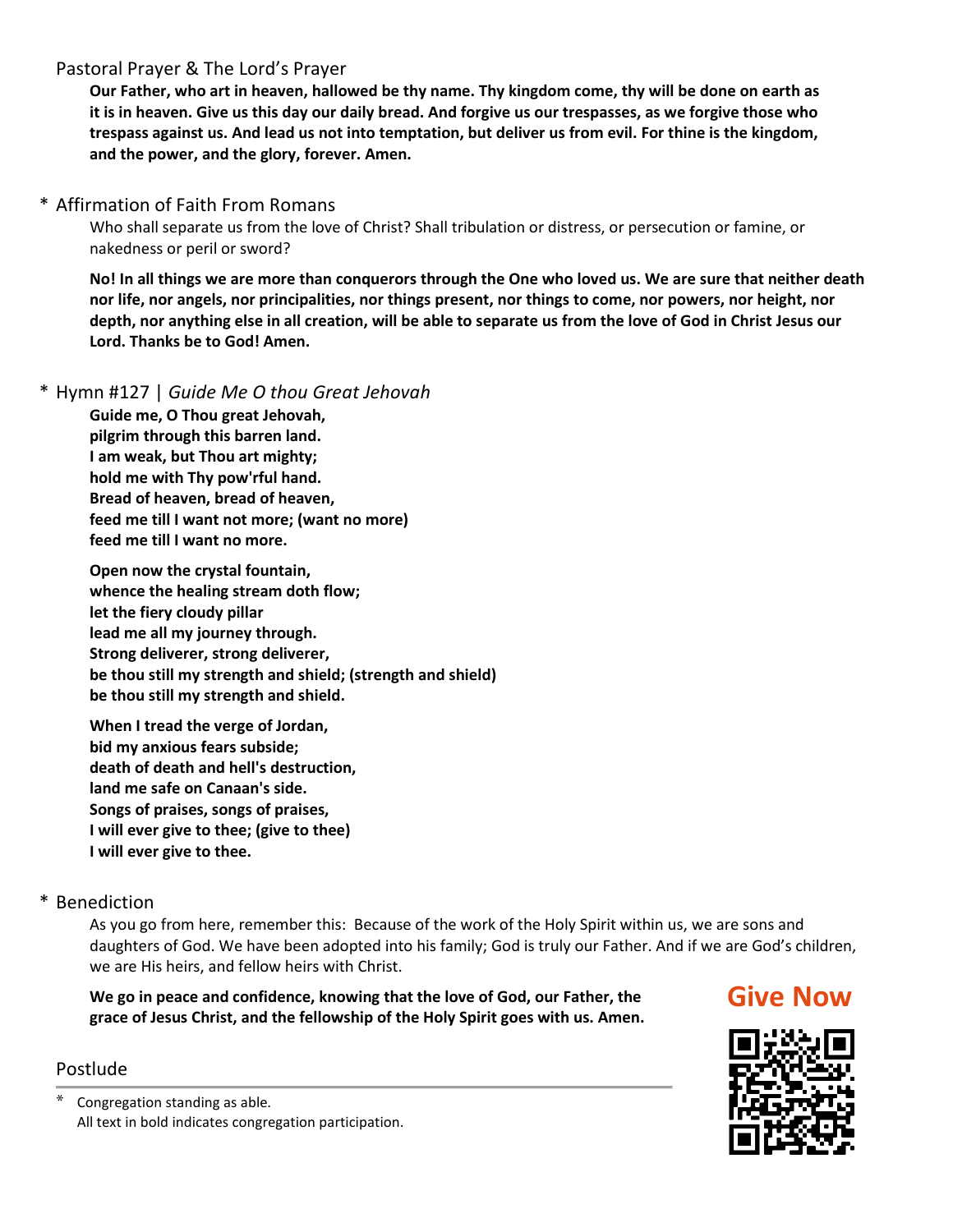Pastoral Prayer & The Lord's Prayer

**Our Father, who art in heaven, hallowed be thy name. Thy kingdom come, thy will be done on earth as it is in heaven. Give us this day our daily bread. And forgive us our trespasses, as we forgive those who trespass against us. And lead us not into temptation, but deliver us from evil. For thine is the kingdom, and the power, and the glory, forever. Amen.**

\* Affirmation of Faith From Romans

Who shall separate us from the love of Christ? Shall tribulation or distress, or persecution or famine, or nakedness or peril or sword?

**No! In all things we are more than conquerors through the One who loved us. We are sure that neither death nor life, nor angels, nor principalities, nor things present, nor things to come, nor powers, nor height, nor depth, nor anything else in all creation, will be able to separate us from the love of God in Christ Jesus our Lord. Thanks be to God! Amen.**

\* Hymn #127 | *Guide Me O thou Great Jehovah*

**Guide me, O Thou great Jehovah,**
**pilgrim through this barren land.**
**I am weak, but Thou art mighty;**
**hold me with Thy pow'rful hand.**
**Bread of heaven, bread of heaven,**
**feed me till I want not more; (want no more)**
**feed me till I want no more.**

**Open now the crystal fountain,**
**whence the healing stream doth flow;**
**let the fiery cloudy pillar**
**lead me all my journey through.**
**Strong deliverer, strong deliverer,**
**be thou still my strength and shield; (strength and shield)**
**be thou still my strength and shield.**

**When I tread the verge of Jordan,**
**bid my anxious fears subside;**
**death of death and hell's destruction,**
**land me safe on Canaan's side.**
**Songs of praises, songs of praises,**
**I will ever give to thee; (give to thee)**
**I will ever give to thee.**

\* Benediction

As you go from here, remember this: Because of the work of the Holy Spirit within us, we are sons and daughters of God. We have been adopted into his family; God is truly our Father. And if we are God's children, we are His heirs, and fellow heirs with Christ.

**We go in peace and confidence, knowing that the love of God, our Father, the grace of Jesus Christ, and the fellowship of the Holy Spirit goes with us. Amen.**

Postlude

---

\* Congregation standing as able.
All text in bold indicates congregation participation.

**Give Now**